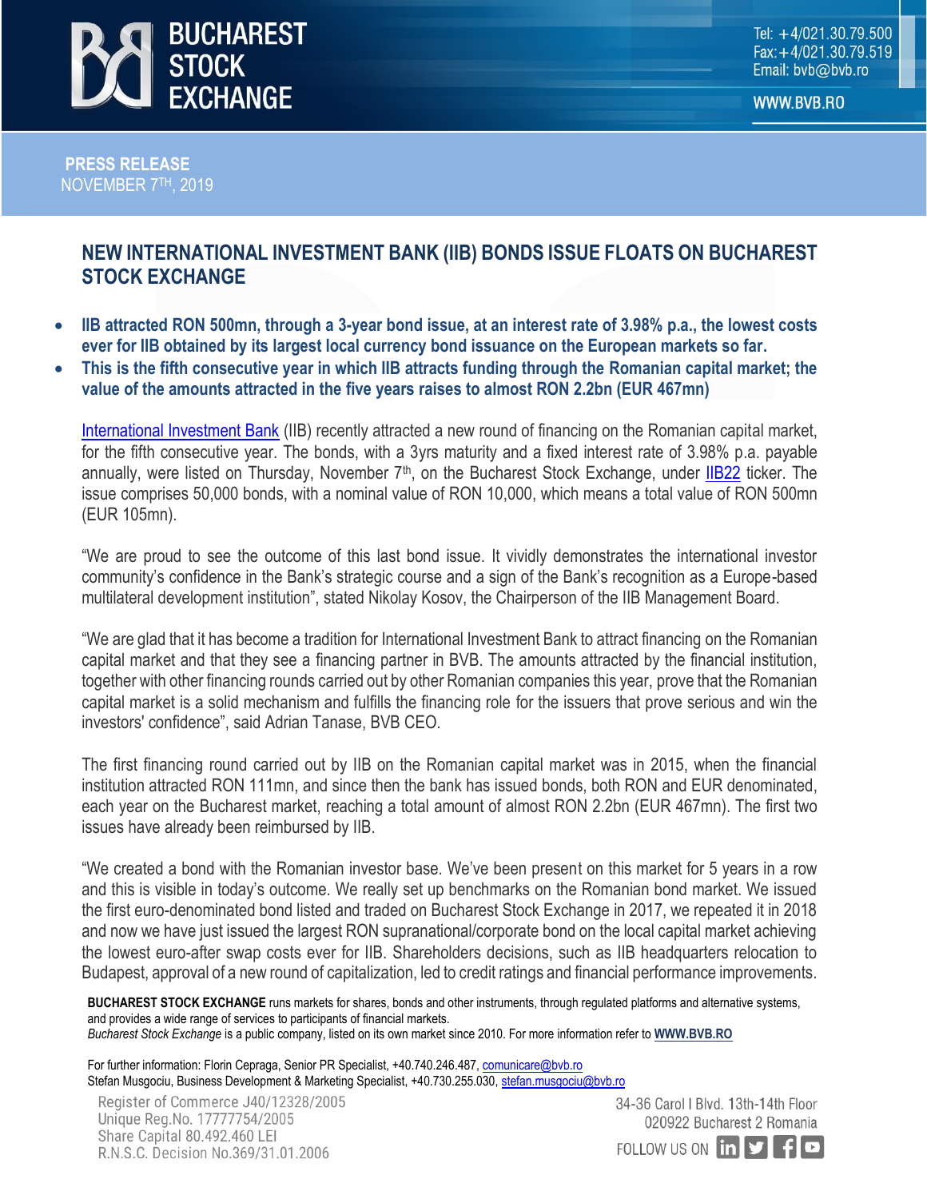**PRESS RELEASE**
NOVEMBER 7TH, 2019

# NEW INTERNATIONAL INVESTMENT BANK (IIB) BONDS ISSUE FLOATS ON BUCHAREST STOCK EXCHANGE

- **IIB attracted RON 500mn, through a 3-year bond issue, at an interest rate of 3.98% p.a., the lowest costs ever for IIB obtained by its largest local currency bond issuance on the European markets so far.**
- **This is the fifth consecutive year in which IIB attracts funding through the Romanian capital market; the value of the amounts attracted in the five years raises to almost RON 2.2bn (EUR 467mn)**

International Investment Bank (IIB) recently attracted a new round of financing on the Romanian capital market, for the fifth consecutive year. The bonds, with a 3yrs maturity and a fixed interest rate of 3.98% p.a. payable annually, were listed on Thursday, November 7th, on the Bucharest Stock Exchange, under IIB22 ticker. The issue comprises 50,000 bonds, with a nominal value of RON 10,000, which means a total value of RON 500mn (EUR 105mn).

"We are proud to see the outcome of this last bond issue. It vividly demonstrates the international investor community's confidence in the Bank's strategic course and a sign of the Bank's recognition as a Europe-based multilateral development institution", stated Nikolay Kosov, the Chairperson of the IIB Management Board.

"We are glad that it has become a tradition for International Investment Bank to attract financing on the Romanian capital market and that they see a financing partner in BVB. The amounts attracted by the financial institution, together with other financing rounds carried out by other Romanian companies this year, prove that the Romanian capital market is a solid mechanism and fulfills the financing role for the issuers that prove serious and win the investors' confidence", said Adrian Tanase, BVB CEO.

The first financing round carried out by IIB on the Romanian capital market was in 2015, when the financial institution attracted RON 111mn, and since then the bank has issued bonds, both RON and EUR denominated, each year on the Bucharest market, reaching a total amount of almost RON 2.2bn (EUR 467mn). The first two issues have already been reimbursed by IIB.

"We created a bond with the Romanian investor base. We've been present on this market for 5 years in a row and this is visible in today's outcome. We really set up benchmarks on the Romanian bond market. We issued the first euro-denominated bond listed and traded on Bucharest Stock Exchange in 2017, we repeated it in 2018 and now we have just issued the largest RON supranational/corporate bond on the local capital market achieving the lowest euro-after swap costs ever for IIB. Shareholders decisions, such as IIB headquarters relocation to Budapest, approval of a new round of capitalization, led to credit ratings and financial performance improvements.

**BUCHAREST STOCK EXCHANGE** runs markets for shares, bonds and other instruments, through regulated platforms and alternative systems, and provides a wide range of services to participants of financial markets.
*Bucharest Stock Exchange* is a public company, listed on its own market since 2010. For more information refer to **WWW.BVB.RO**

For further information: Florin Cepraga, Senior PR Specialist, +40.740.246.487, comunicare@bvb.ro
Stefan Musgociu, Business Development & Marketing Specialist, +40.730.255.030, stefan.musgociu@bvb.ro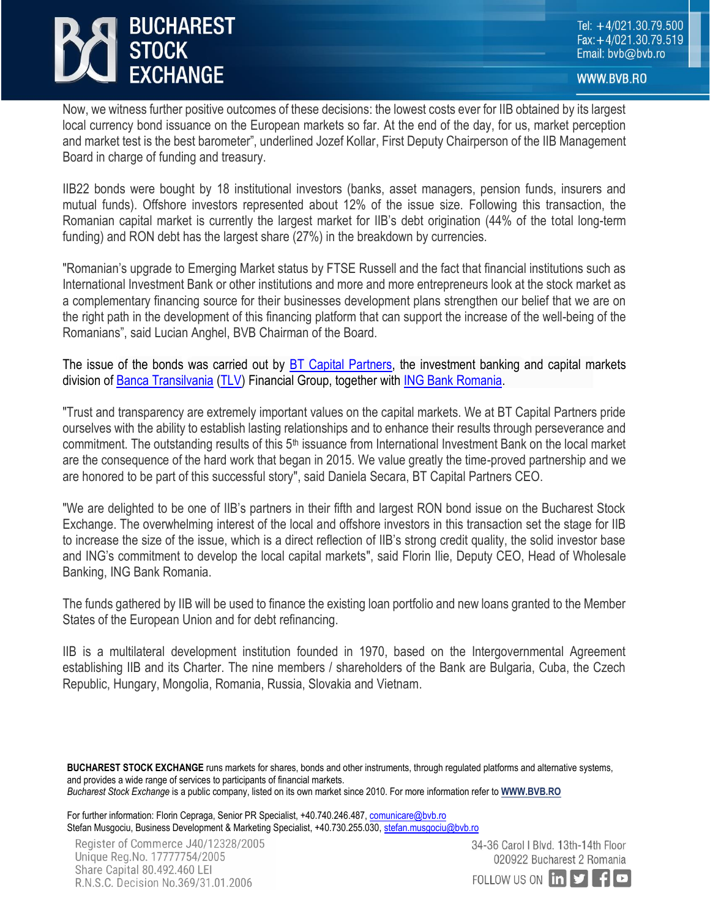Now, we witness further positive outcomes of these decisions: the lowest costs ever for IIB obtained by its largest local currency bond issuance on the European markets so far. At the end of the day, for us, market perception and market test is the best barometer", underlined Jozef Kollar, First Deputy Chairperson of the IIB Management Board in charge of funding and treasury.

IIB22 bonds were bought by 18 institutional investors (banks, asset managers, pension funds, insurers and mutual funds). Offshore investors represented about 12% of the issue size. Following this transaction, the Romanian capital market is currently the largest market for IIB's debt origination (44% of the total long-term funding) and RON debt has the largest share (27%) in the breakdown by currencies.

"Romanian's upgrade to Emerging Market status by FTSE Russell and the fact that financial institutions such as International Investment Bank or other institutions and more and more entrepreneurs look at the stock market as a complementary financing source for their businesses development plans strengthen our belief that we are on the right path in the development of this financing platform that can support the increase of the well-being of the Romanians", said Lucian Anghel, BVB Chairman of the Board.

The issue of the bonds was carried out by BT Capital Partners, the investment banking and capital markets division of Banca Transilvania (TLV) Financial Group, together with ING Bank Romania.

"Trust and transparency are extremely important values on the capital markets. We at BT Capital Partners pride ourselves with the ability to establish lasting relationships and to enhance their results through perseverance and commitment. The outstanding results of this 5th issuance from International Investment Bank on the local market are the consequence of the hard work that began in 2015. We value greatly the time-proved partnership and we are honored to be part of this successful story", said Daniela Secara, BT Capital Partners CEO.

"We are delighted to be one of IIB's partners in their fifth and largest RON bond issue on the Bucharest Stock Exchange. The overwhelming interest of the local and offshore investors in this transaction set the stage for IIB to increase the size of the issue, which is a direct reflection of IIB's strong credit quality, the solid investor base and ING's commitment to develop the local capital markets", said Florin Ilie, Deputy CEO, Head of Wholesale Banking, ING Bank Romania.

The funds gathered by IIB will be used to finance the existing loan portfolio and new loans granted to the Member States of the European Union and for debt refinancing.

IIB is a multilateral development institution founded in 1970, based on the Intergovernmental Agreement establishing IIB and its Charter. The nine members / shareholders of the Bank are Bulgaria, Cuba, the Czech Republic, Hungary, Mongolia, Romania, Russia, Slovakia and Vietnam.

**BUCHAREST STOCK EXCHANGE** runs markets for shares, bonds and other instruments, through regulated platforms and alternative systems, and provides a wide range of services to participants of financial markets.
*Bucharest Stock Exchange* is a public company, listed on its own market since 2010. For more information refer to **WWW.BVB.RO**

For further information: Florin Cepraga, Senior PR Specialist, +40.740.246.487, comunicare@bvb.ro
Stefan Musgociu, Business Development & Marketing Specialist, +40.730.255.030, stefan.musgociu@bvb.ro